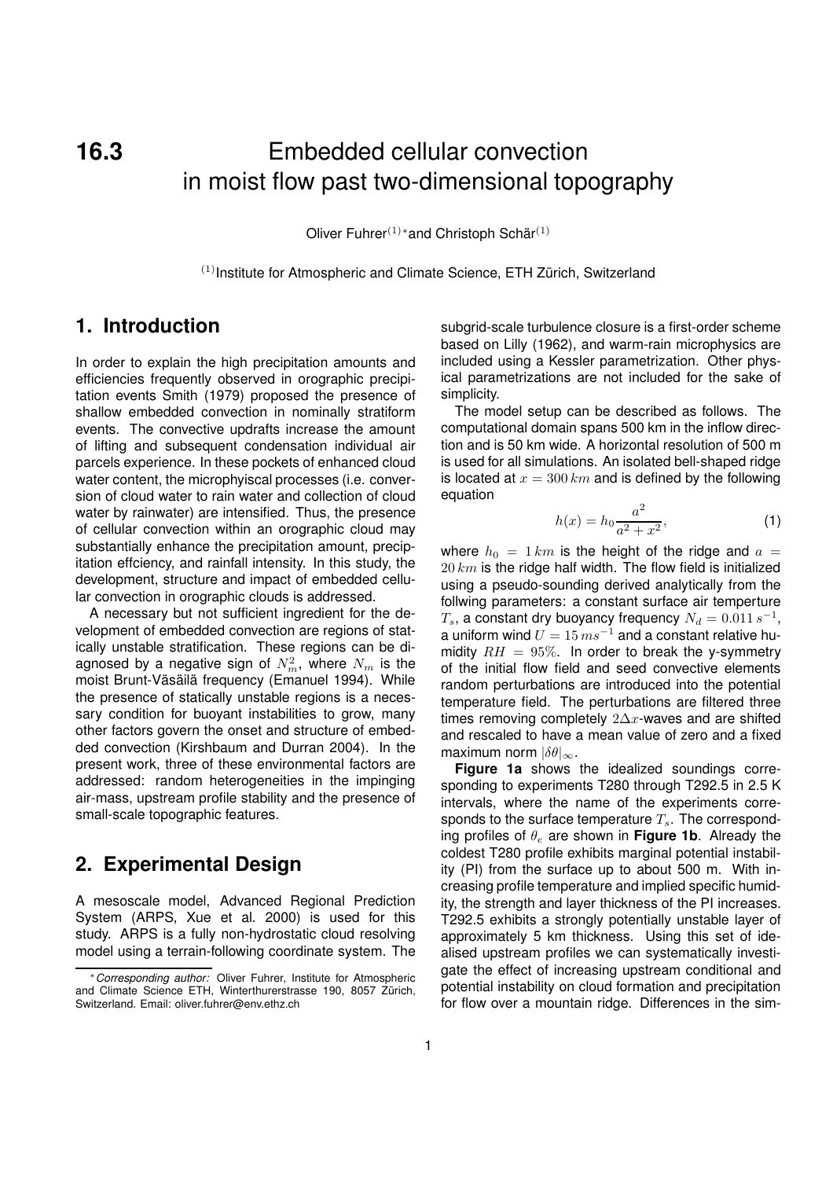# 16.3 Embedded cellular convection in moist flow past two-dimensional topography

Oliver Fuhrer[(1)]* and Christoph Schär[(1)]

[(1)] Institute for Atmospheric and Climate Science, ETH Zürich, Switzerland

## 1. Introduction

In order to explain the high precipitation amounts and efficiencies frequently observed in orographic precipitation events Smith (1979) proposed the presence of shallow embedded convection in nominally stratiform events. The convective updrafts increase the amount of lifting and subsequent condensation individual air parcels experience. In these pockets of enhanced cloud water content, the microphyiscal processes (i.e. conversion of cloud water to rain water and collection of cloud water by rainwater) are intensified. Thus, the presence of cellular convection within an orographic cloud may substantially enhance the precipitation amount, precipitation effciency, and rainfall intensity. In this study, the development, structure and impact of embedded cellular convection in orographic clouds is addressed.

A necessary but not sufficient ingredient for the development of embedded convection are regions of statically unstable stratification. These regions can be diagnosed by a negative sign of $N_m^2$, where $N_m$ is the moist Brunt-Väsäilä frequency (Emanuel 1994). While the presence of statically unstable regions is a necessary condition for buoyant instabilities to grow, many other factors govern the onset and structure of embedded convection (Kirshbaum and Durran 2004). In the present work, three of these environmental factors are addressed: random heterogeneities in the impinging air-mass, upstream profile stability and the presence of small-scale topographic features.

## 2. Experimental Design

A mesoscale model, Advanced Regional Prediction System (ARPS, Xue et al. 2000) is used for this study. ARPS is a fully non-hydrostatic cloud resolving model using a terrain-following coordinate system. The subgrid-scale turbulence closure is a first-order scheme based on Lilly (1962), and warm-rain microphysics are included using a Kessler parametrization. Other physical parametrizations are not included for the sake of simplicity.

The model setup can be described as follows. The computational domain spans 500 km in the inflow direction and is 50 km wide. A horizontal resolution of 500 m is used for all simulations. An isolated bell-shaped ridge is located at $x = 300\,km$ and is defined by the following equation

$$h(x) = h_0 \frac{a^2}{a^2 + x^2}, \tag{1}$$

where $h_0 = 1\,km$ is the height of the ridge and $a = 20\,km$ is the ridge half width. The flow field is initialized using a pseudo-sounding derived analytically from the follwing parameters: a constant surface air temperture $T_s$, a constant dry buoyancy frequency $N_d = 0.011\,s^{-1}$, a uniform wind $U = 15\,ms^{-1}$ and a constant relative humidity $RH = 95\%$. In order to break the y-symmetry of the initial flow field and seed convective elements random perturbations are introduced into the potential temperature field. The perturbations are filtered three times removing completely $2\Delta x$-waves and are shifted and rescaled to have a mean value of zero and a fixed maximum norm $|\delta\theta|_\infty$.

**Figure 1a** shows the idealized soundings corresponding to experiments T280 through T292.5 in 2.5 K intervals, where the name of the experiments corresponds to the surface temperature $T_s$. The corresponding profiles of $\theta_e$ are shown in **Figure 1b**. Already the coldest T280 profile exhibits marginal potential instability (PI) from the surface up to about 500 m. With increasing profile temperature and implied specific humidity, the strength and layer thickness of the PI increases. T292.5 exhibits a strongly potentially unstable layer of approximately 5 km thickness. Using this set of idealised upstream profiles we can systematically investigate the effect of increasing upstream conditional and potential instability on cloud formation and precipitation for flow over a mountain ridge. Differences in the sim-

*Corresponding author: Oliver Fuhrer, Institute for Atmospheric and Climate Science ETH, Winterthurerstrasse 190, 8057 Zürich, Switzerland. Email: oliver.fuhrer@env.ethz.ch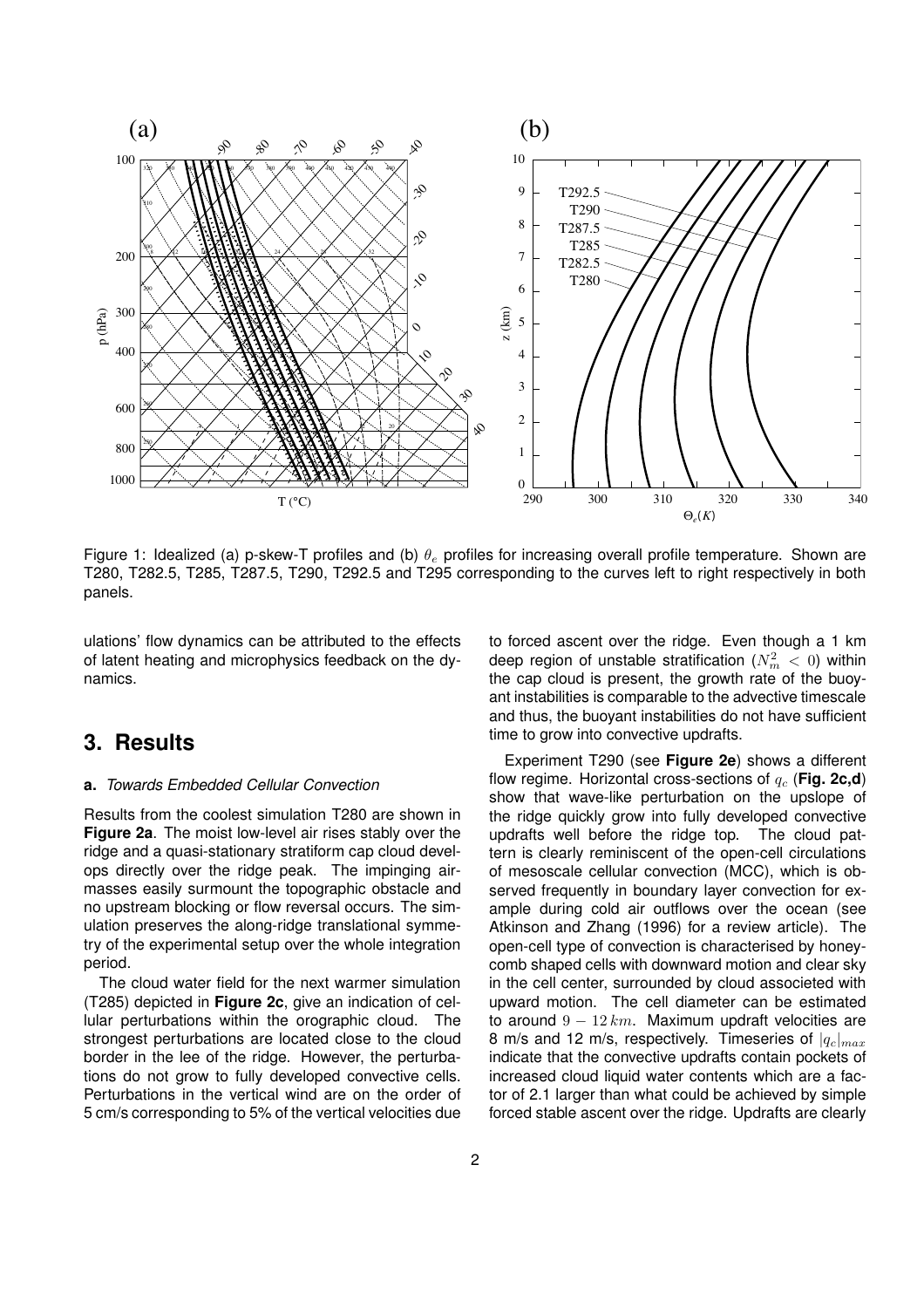Figure 1: Idealized (a) p-skew-T profiles and (b) $\theta_e$ profiles for increasing overall profile temperature. Shown are T280, T282.5, T285, T287.5, T290, T292.5 and T295 corresponding to the curves left to right respectively in both panels.

ulations' flow dynamics can be attributed to the effects of latent heating and microphysics feedback on the dynamics.

## 3. Results

### a. *Towards Embedded Cellular Convection*

Results from the coolest simulation T280 are shown in **Figure 2a**. The moist low-level air rises stably over the ridge and a quasi-stationary stratiform cap cloud develops directly over the ridge peak. The impinging airmasses easily surmount the topographic obstacle and no upstream blocking or flow reversal occurs. The simulation preserves the along-ridge translational symmetry of the experimental setup over the whole integration period.

The cloud water field for the next warmer simulation (T285) depicted in **Figure 2c**, give an indication of cellular perturbations within the orographic cloud. The strongest perturbations are located close to the cloud border in the lee of the ridge. However, the perturbations do not grow to fully developed convective cells. Perturbations in the vertical wind are on the order of 5 cm/s corresponding to 5% of the vertical velocities due to forced ascent over the ridge. Even though a 1 km deep region of unstable stratification ($N_m^2 < 0$) within the cap cloud is present, the growth rate of the buoyant instabilities is comparable to the advective timescale and thus, the buoyant instabilities do not have sufficient time to grow into convective updrafts.

Experiment T290 (see **Figure 2e**) shows a different flow regime. Horizontal cross-sections of $q_c$ (**Fig. 2c,d**) show that wave-like perturbation on the upslope of the ridge quickly grow into fully developed convective updrafts well before the ridge top. The cloud pattern is clearly reminiscent of the open-cell circulations of mesoscale cellular convection (MCC), which is observed frequently in boundary layer convection for example during cold air outflows over the ocean (see Atkinson and Zhang (1996) for a review article). The open-cell type of convection is characterised by honeycomb shaped cells with downward motion and clear sky in the cell center, surrounded by cloud associeted with upward motion. The cell diameter can be estimated to around $9 - 12\,km$. Maximum updraft velocities are 8 m/s and 12 m/s, respectively. Timeseries of $|q_c|_{max}$ indicate that the convective updrafts contain pockets of increased cloud liquid water contents which are a factor of 2.1 larger than what could be achieved by simple forced stable ascent over the ridge. Updrafts are clearly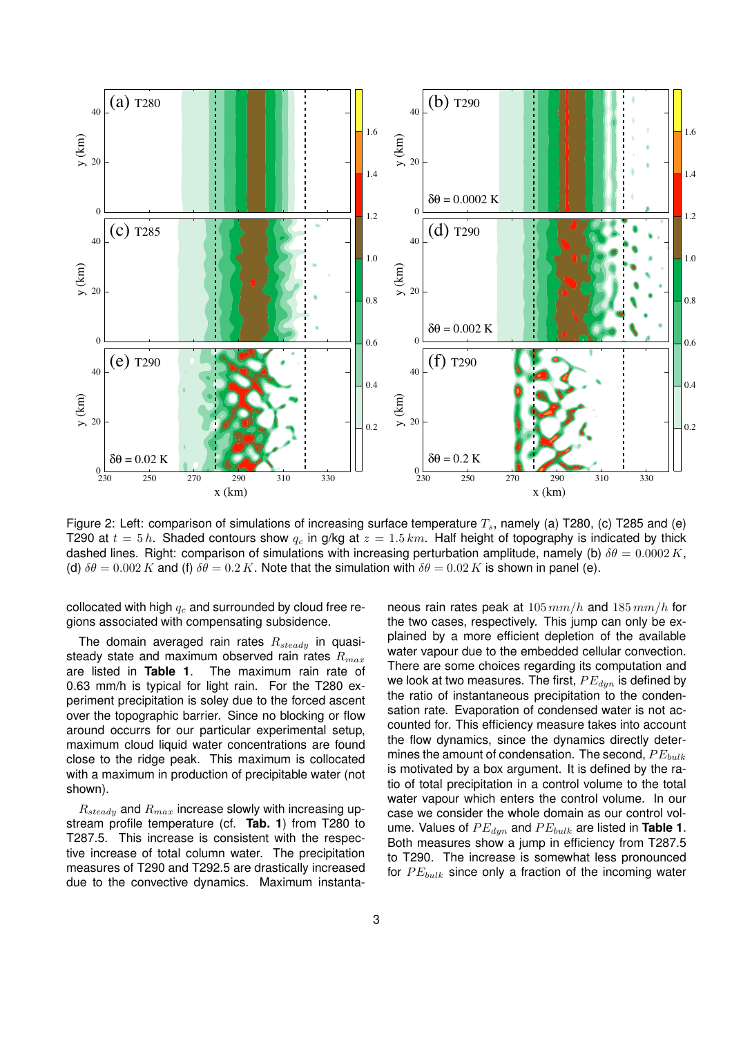Figure 2: Left: comparison of simulations of increasing surface temperature $T_s$, namely (a) T280, (c) T285 and (e) T290 at $t = 5\,h$. Shaded contours show $q_c$ in g/kg at $z = 1.5\,km$. Half height of topography is indicated by thick dashed lines. Right: comparison of simulations with increasing perturbation amplitude, namely (b) $\delta\theta = 0.0002\,K$, (d) $\delta\theta = 0.002\,K$ and (f) $\delta\theta = 0.2\,K$. Note that the simulation with $\delta\theta = 0.02\,K$ is shown in panel (e).

collocated with high $q_c$ and surrounded by cloud free regions associated with compensating subsidence.

The domain averaged rain rates $R_{steady}$ in quasi-steady state and maximum observed rain rates $R_{max}$ are listed in **Table 1**. The maximum rain rate of 0.63 mm/h is typical for light rain. For the T280 experiment precipitation is soley due to the forced ascent over the topographic barrier. Since no blocking or flow around occurrs for our particular experimental setup, maximum cloud liquid water concentrations are found close to the ridge peak. This maximum is collocated with a maximum in production of precipitable water (not shown).

$R_{steady}$ and $R_{max}$ increase slowly with increasing upstream profile temperature (cf. **Tab. 1**) from T280 to T287.5. This increase is consistent with the respective increase of total column water. The precipitation measures of T290 and T292.5 are drastically increased due to the convective dynamics. Maximum instantaneous rain rates peak at $105\,mm/h$ and $185\,mm/h$ for the two cases, respectively. This jump can only be explained by a more efficient depletion of the available water vapour due to the embedded cellular convection. There are some choices regarding its computation and we look at two measures. The first, $PE_{dyn}$ is defined by the ratio of instantaneous precipitation to the condensation rate. Evaporation of condensed water is not accounted for. This efficiency measure takes into account the flow dynamics, since the dynamics directly determines the amount of condensation. The second, $PE_{bulk}$ is motivated by a box argument. It is defined by the ratio of total precipitation in a control volume to the total water vapour which enters the control volume. In our case we consider the whole domain as our control volume. Values of $PE_{dyn}$ and $PE_{bulk}$ are listed in **Table 1**. Both measures show a jump in efficiency from T287.5 to T290. The increase is somewhat less pronounced for $PE_{bulk}$ since only a fraction of the incoming water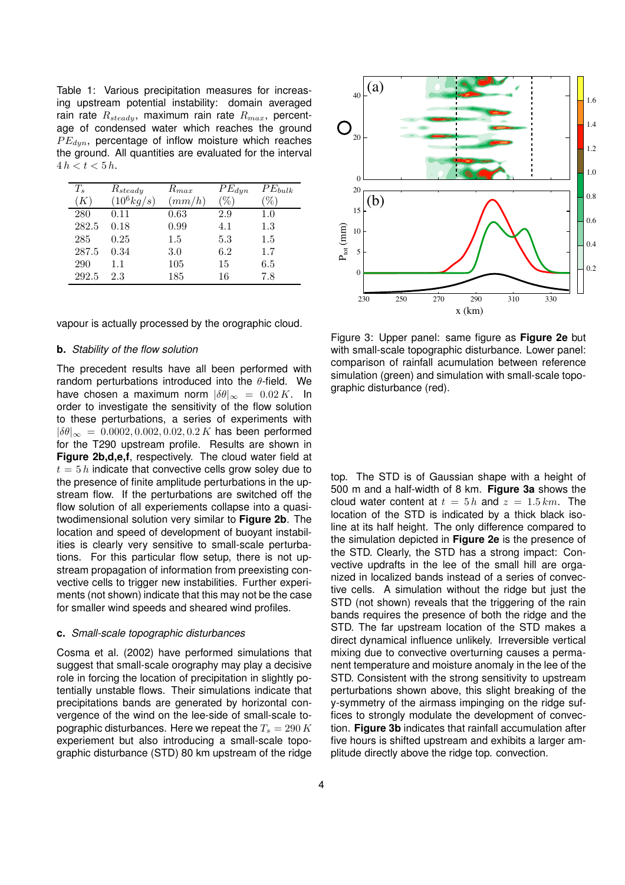Table 1: Various precipitation measures for increasing upstream potential instability: domain averaged rain rate $R_{steady}$, maximum rain rate $R_{max}$, percentage of condensed water which reaches the ground $PE_{dyn}$, percentage of inflow moisture which reaches the ground. All quantities are evaluated for the interval $4\,h < t < 5\,h$.

| $T_s$ $(K)$ | $R_{steady}$ $(10^6 kg/s)$ | $R_{max}$ $(mm/h)$ | $PE_{dyn}$ $(\%)$ | $PE_{bulk}$ $(\%)$ |
|---|---|---|---|---|
| 280 | 0.11 | 0.63 | 2.9 | 1.0 |
| 282.5 | 0.18 | 0.99 | 4.1 | 1.3 |
| 285 | 0.25 | 1.5 | 5.3 | 1.5 |
| 287.5 | 0.34 | 3.0 | 6.2 | 1.7 |
| 290 | 1.1 | 105 | 15 | 6.5 |
| 292.5 | 2.3 | 185 | 16 | 7.8 |

vapour is actually processed by the orographic cloud.

### b. *Stability of the flow solution*

The precedent results have all been performed with random perturbations introduced into the $\theta$-field. We have chosen a maximum norm $|\delta\theta|_\infty = 0.02\,K$. In order to investigate the sensitivity of the flow solution to these perturbations, a series of experiments with $|\delta\theta|_\infty = 0.0002, 0.002, 0.02, 0.2\,K$ has been performed for the T290 upstream profile. Results are shown in **Figure 2b,d,e,f**, respectively. The cloud water field at $t = 5\,h$ indicate that convective cells grow soley due to the presence of finite amplitude perturbations in the upstream flow. If the perturbations are switched off the flow solution of all experiments collapse into a quasi-twodimensional solution very similar to **Figure 2b**. The location and speed of development of buoyant instabilities is clearly very sensitive to small-scale perturbations. For this particular flow setup, there is not upstream propagation of information from preexisting convective cells to trigger new instabilities. Further experiments (not shown) indicate that this may not be the case for smaller wind speeds and sheared wind profiles.

### c. *Small-scale topographic disturbances*

Cosma et al. (2002) have performed simulations that suggest that small-scale orography may play a decisive role in forcing the location of precipitation in slightly potentially unstable flows. Their simulations indicate that precipitations bands are generated by horizontal convergence of the wind on the lee-side of small-scale topographic disturbances. Here we repeat the $T_s = 290\,K$ experiement but also introducing a small-scale topographic disturbance (STD) 80 km upstream of the ridge top. The STD is of Gaussian shape with a height of 500 m and a half-width of 8 km. **Figure 3a** shows the cloud water content at $t = 5\,h$ and $z = 1.5\,km$. The location of the STD is indicated by a thick black isoline at its half height. The only difference compared to the simulation depicted in **Figure 2e** is the presence of the STD. Clearly, the STD has a strong impact: Convective updrafts in the lee of the small hill are organized in localized bands instead of a series of convective cells. A simulation without the ridge but just the STD (not shown) reveals that the triggering of the rain bands requires the presence of both the ridge and the STD. The far upstream location of the STD makes a direct dynamical influence unlikely. Irreversible vertical mixing due to convective overturning causes a permanent temperature and moisture anomaly in the lee of the STD. Consistent with the strong sensitivity to upstream perturbations shown above, this slight breaking of the y-symmetry of the airmass impinging on the ridge suffices to strongly modulate the development of convection. **Figure 3b** indicates that rainfall accumulation after five hours is shifted upstream and exhibits a larger amplitude directly above the ridge top. convection.

Figure 3: Upper panel: same figure as **Figure 2e** but with small-scale topographic disturbance. Lower panel: comparison of rainfall acumulation between reference simulation (green) and simulation with small-scale topographic disturbance (red).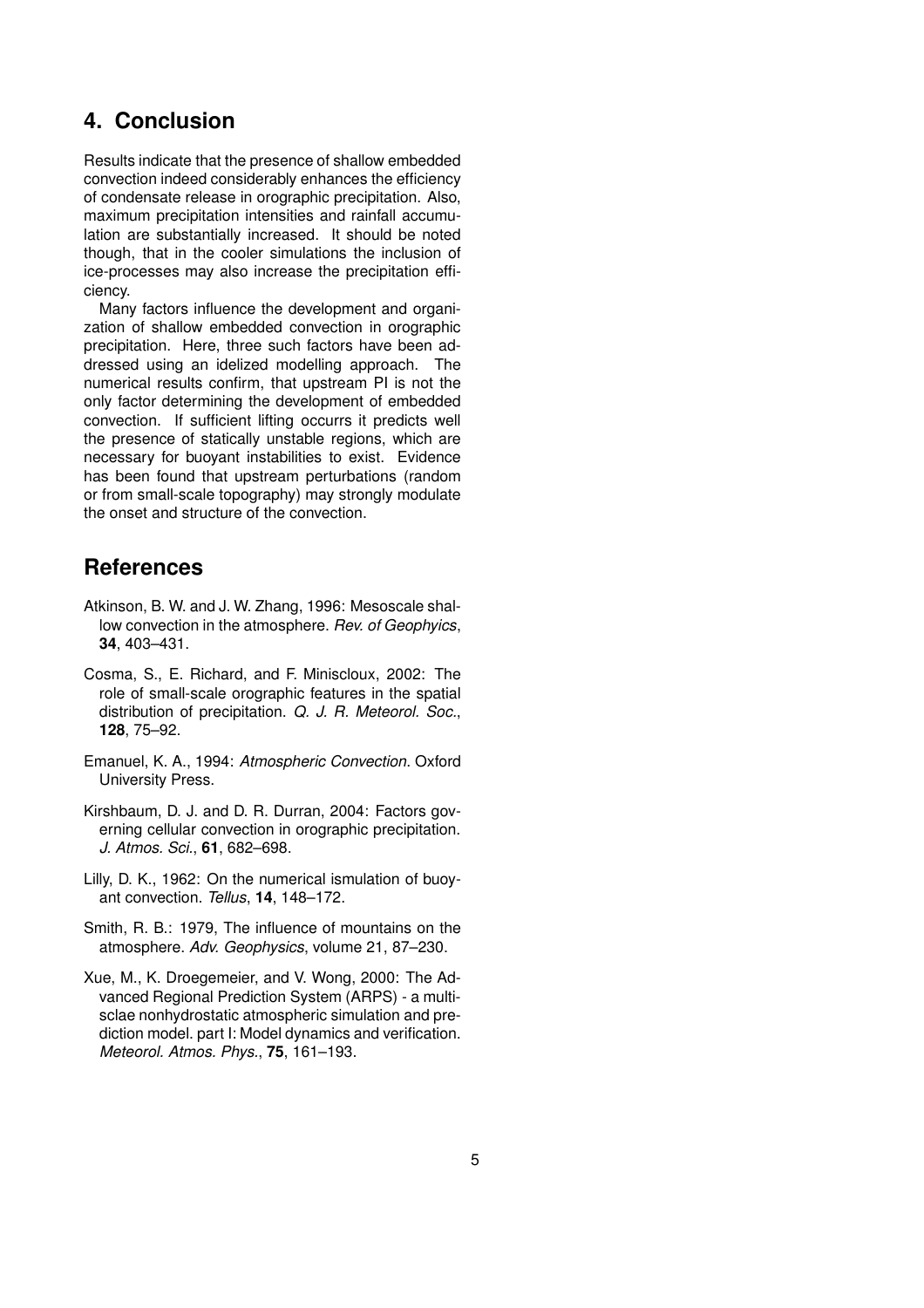## 4. Conclusion

Results indicate that the presence of shallow embedded convection indeed considerably enhances the efficiency of condensate release in orographic precipitation. Also, maximum precipitation intensities and rainfall accumulation are substantially increased. It should be noted though, that in the cooler simulations the inclusion of ice-processes may also increase the precipitation efficiency.

Many factors influence the development and organization of shallow embedded convection in orographic precipitation. Here, three such factors have been addressed using an idelized modelling approach. The numerical results confirm, that upstream PI is not the only factor determining the development of embedded convection. If sufficient lifting occurrs it predicts well the presence of statically unstable regions, which are necessary for buoyant instabilities to exist. Evidence has been found that upstream perturbations (random or from small-scale topography) may strongly modulate the onset and structure of the convection.

## References

Atkinson, B. W. and J. W. Zhang, 1996: Mesoscale shallow convection in the atmosphere. *Rev. of Geophyics*, **34**, 403–431.

Cosma, S., E. Richard, and F. Miniscloux, 2002: The role of small-scale orographic features in the spatial distribution of precipitation. *Q. J. R. Meteorol. Soc.*, **128**, 75–92.

Emanuel, K. A., 1994: *Atmospheric Convection*. Oxford University Press.

Kirshbaum, D. J. and D. R. Durran, 2004: Factors governing cellular convection in orographic precipitation. *J. Atmos. Sci.*, **61**, 682–698.

Lilly, D. K., 1962: On the numerical ismulation of buoyant convection. *Tellus*, **14**, 148–172.

Smith, R. B.: 1979, The influence of mountains on the atmosphere. *Adv. Geophysics*, volume 21, 87–230.

Xue, M., K. Droegemeier, and V. Wong, 2000: The Advanced Regional Prediction System (ARPS) - a multisclae nonhydrostatic atmospheric simulation and prediction model. part I: Model dynamics and verification. *Meteorol. Atmos. Phys.*, **75**, 161–193.